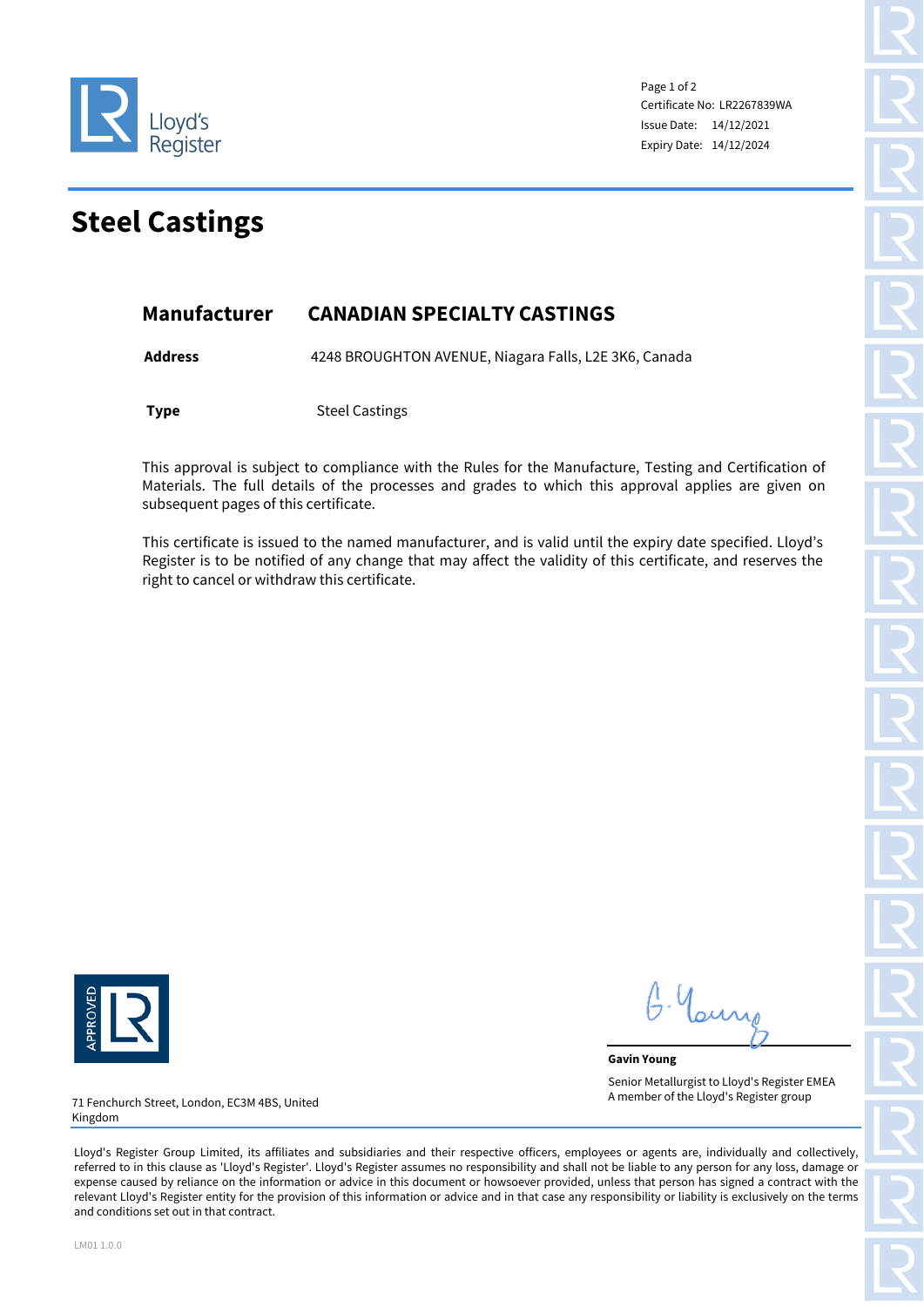Lloyd's Register

Page 1 of 2
Certificate No: LR2267839WA
Issue Date: 14/12/2021
Expiry Date: 14/12/2024

# Steel Castings

| | |
|---|---|
| **Manufacturer** | **CANADIAN SPECIALTY CASTINGS** |
| **Address** | 4248 BROUGHTON AVENUE, Niagara Falls, L2E 3K6, Canada |
| **Type** | Steel Castings |

This approval is subject to compliance with the Rules for the Manufacture, Testing and Certification of Materials. The full details of the processes and grades to which this approval applies are given on subsequent pages of this certificate.

This certificate is issued to the named manufacturer, and is valid until the expiry date specified. Lloyd's Register is to be notified of any change that may affect the validity of this certificate, and reserves the right to cancel or withdraw this certificate.

APPROVED LR

G. Young

**Gavin Young**

Senior Metallurgist to Lloyd's Register EMEA
A member of the Lloyd's Register group

71 Fenchurch Street, London, EC3M 4BS, United Kingdom

Lloyd's Register Group Limited, its affiliates and subsidiaries and their respective officers, employees or agents are, individually and collectively, referred to in this clause as 'Lloyd's Register'. Lloyd's Register assumes no responsibility and shall not be liable to any person for any loss, damage or expense caused by reliance on the information or advice in this document or howsoever provided, unless that person has signed a contract with the relevant Lloyd's Register entity for the provision of this information or advice and in that case any responsibility or liability is exclusively on the terms and conditions set out in that contract.

LM01 1.0.0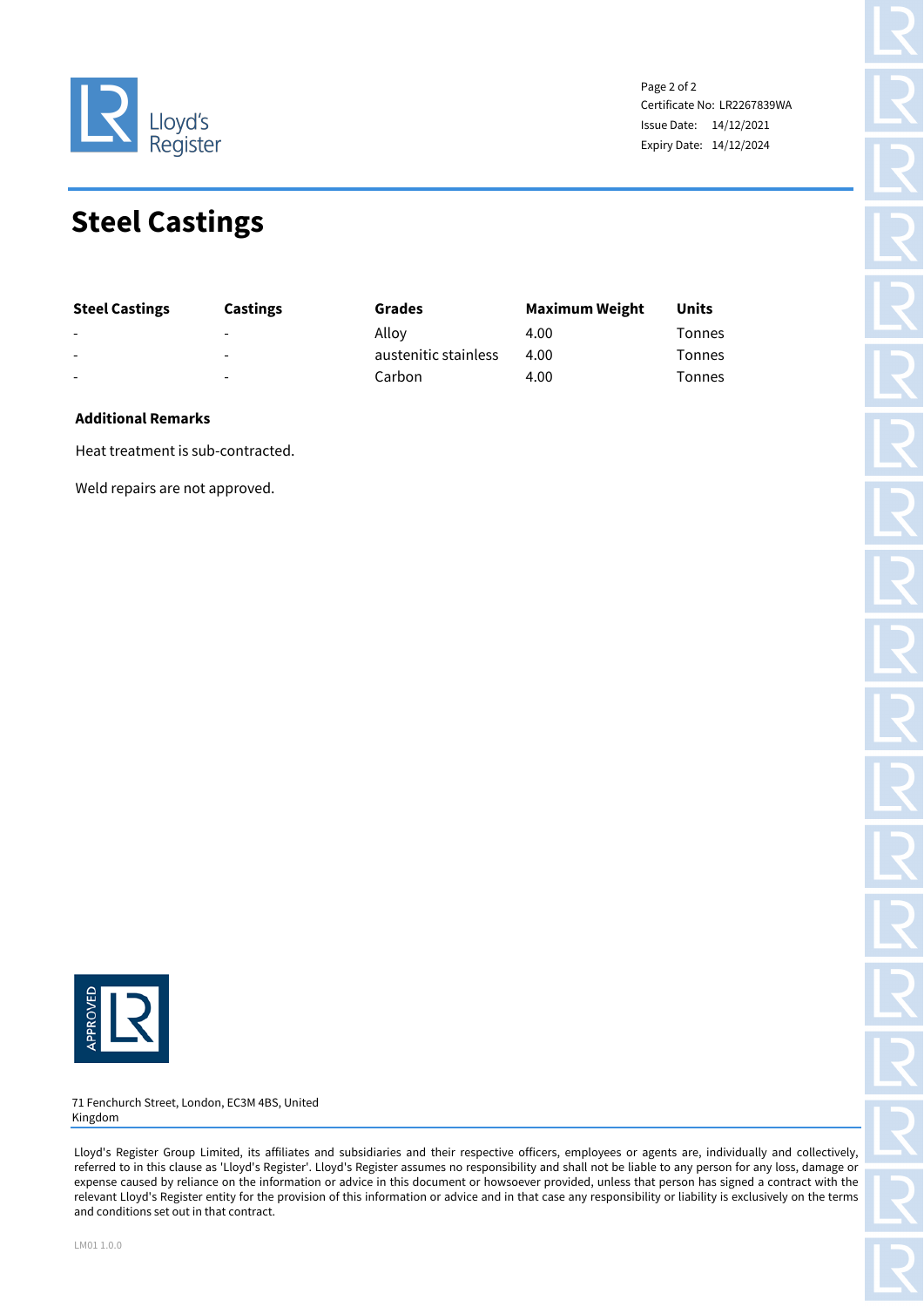Certificate No: LR2267839WA
Issue Date: 14/12/2021
Expiry Date: 14/12/2024

# Steel Castings

| Steel Castings | Castings | Grades | Maximum Weight | Units |
|---|---|---|---|---|
| - | - | Alloy | 4.00 | Tonnes |
| - | - | austenitic stainless | 4.00 | Tonnes |
| - | - | Carbon | 4.00 | Tonnes |

**Additional Remarks**

Heat treatment is sub-contracted.

Weld repairs are not approved.

71 Fenchurch Street, London, EC3M 4BS, United Kingdom

Lloyd's Register Group Limited, its affiliates and subsidiaries and their respective officers, employees or agents are, individually and collectively, referred to in this clause as 'Lloyd's Register'. Lloyd's Register assumes no responsibility and shall not be liable to any person for any loss, damage or expense caused by reliance on the information or advice in this document or howsoever provided, unless that person has signed a contract with the relevant Lloyd's Register entity for the provision of this information or advice and in that case any responsibility or liability is exclusively on the terms and conditions set out in that contract.

LM01 1.0.0